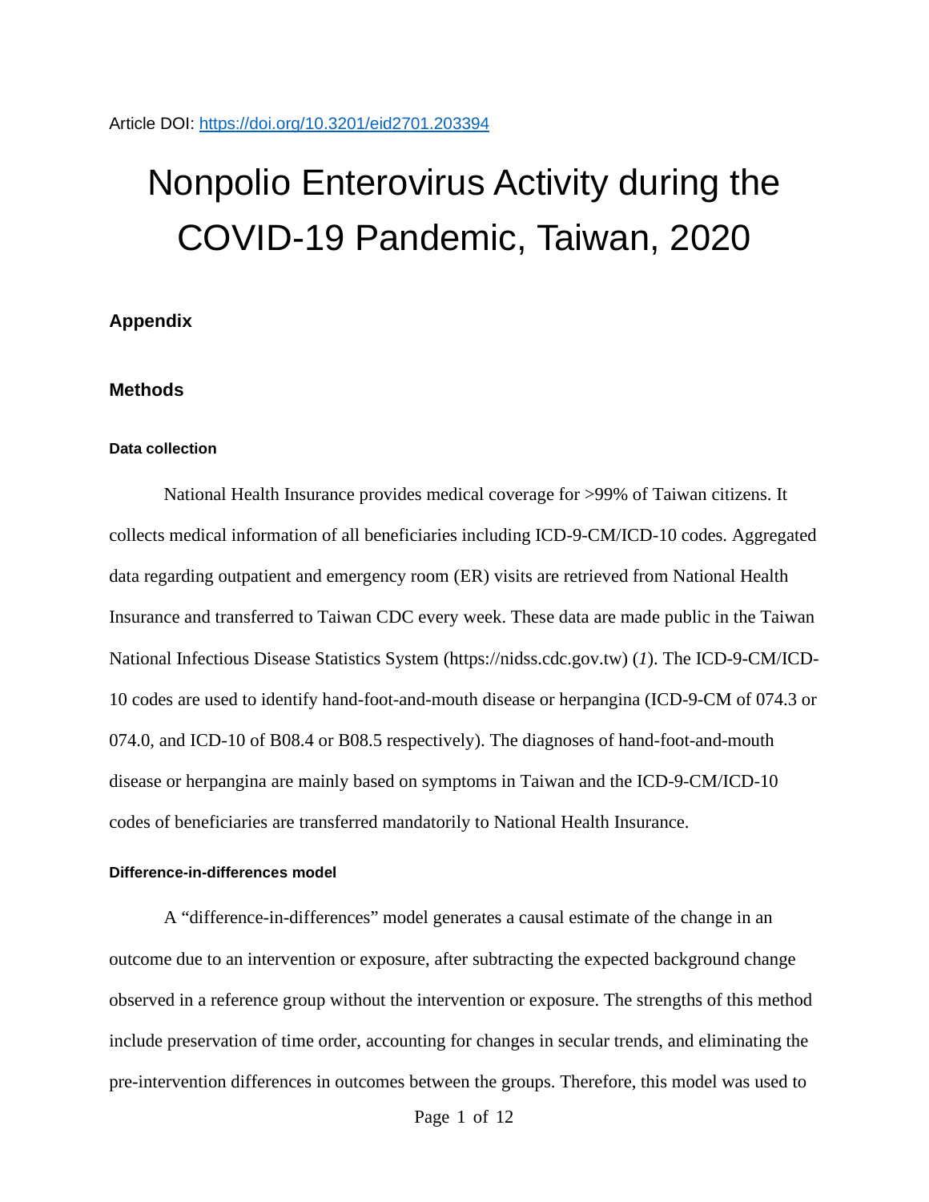Article DOI: https://doi.org/10.3201/eid2701.203394

# Nonpolio Enterovirus Activity during the COVID-19 Pandemic, Taiwan, 2020

## Appendix

## Methods

### Data collection

National Health Insurance provides medical coverage for >99% of Taiwan citizens. It collects medical information of all beneficiaries including ICD-9-CM/ICD-10 codes. Aggregated data regarding outpatient and emergency room (ER) visits are retrieved from National Health Insurance and transferred to Taiwan CDC every week. These data are made public in the Taiwan National Infectious Disease Statistics System (https://nidss.cdc.gov.tw) (*1*). The ICD-9-CM/ICD-10 codes are used to identify hand-foot-and-mouth disease or herpangina (ICD-9-CM of 074.3 or 074.0, and ICD-10 of B08.4 or B08.5 respectively). The diagnoses of hand-foot-and-mouth disease or herpangina are mainly based on symptoms in Taiwan and the ICD-9-CM/ICD-10 codes of beneficiaries are transferred mandatorily to National Health Insurance.

### Difference-in-differences model

A "difference-in-differences" model generates a causal estimate of the change in an outcome due to an intervention or exposure, after subtracting the expected background change observed in a reference group without the intervention or exposure. The strengths of this method include preservation of time order, accounting for changes in secular trends, and eliminating the pre-intervention differences in outcomes between the groups. Therefore, this model was used to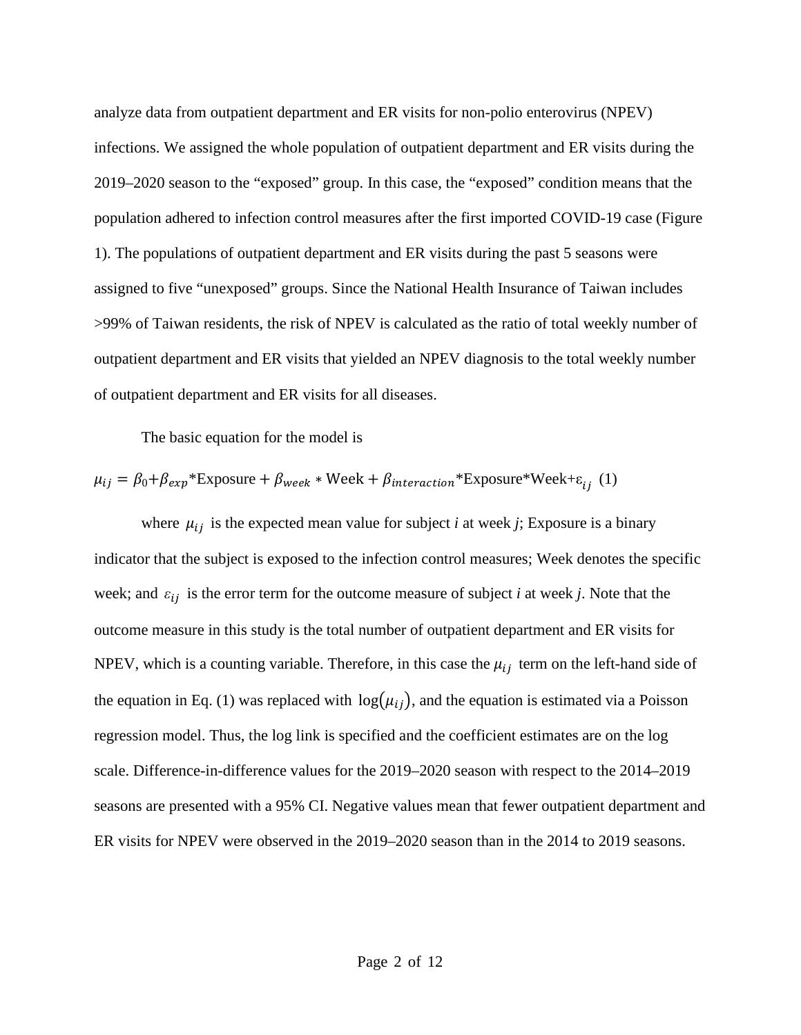analyze data from outpatient department and ER visits for non-polio enterovirus (NPEV) infections. We assigned the whole population of outpatient department and ER visits during the 2019–2020 season to the "exposed" group. In this case, the "exposed" condition means that the population adhered to infection control measures after the first imported COVID-19 case (Figure 1). The populations of outpatient department and ER visits during the past 5 seasons were assigned to five "unexposed" groups. Since the National Health Insurance of Taiwan includes >99% of Taiwan residents, the risk of NPEV is calculated as the ratio of total weekly number of outpatient department and ER visits that yielded an NPEV diagnosis to the total weekly number of outpatient department and ER visits for all diseases.

The basic equation for the model is

$$\mu_{ij} = \beta_0 + \beta_{exp}\text{*Exposure} + \beta_{week} * \text{Week} + \beta_{interaction}\text{*Exposure*Week} + \varepsilon_{ij} \quad (1)$$

where $\mu_{ij}$ is the expected mean value for subject *i* at week *j*; Exposure is a binary indicator that the subject is exposed to the infection control measures; Week denotes the specific week; and $\varepsilon_{ij}$ is the error term for the outcome measure of subject *i* at week *j*. Note that the outcome measure in this study is the total number of outpatient department and ER visits for NPEV, which is a counting variable. Therefore, in this case the $\mu_{ij}$ term on the left-hand side of the equation in Eq. (1) was replaced with $\log(\mu_{ij})$, and the equation is estimated via a Poisson regression model. Thus, the log link is specified and the coefficient estimates are on the log scale. Difference-in-difference values for the 2019–2020 season with respect to the 2014–2019 seasons are presented with a 95% CI. Negative values mean that fewer outpatient department and ER visits for NPEV were observed in the 2019–2020 season than in the 2014 to 2019 seasons.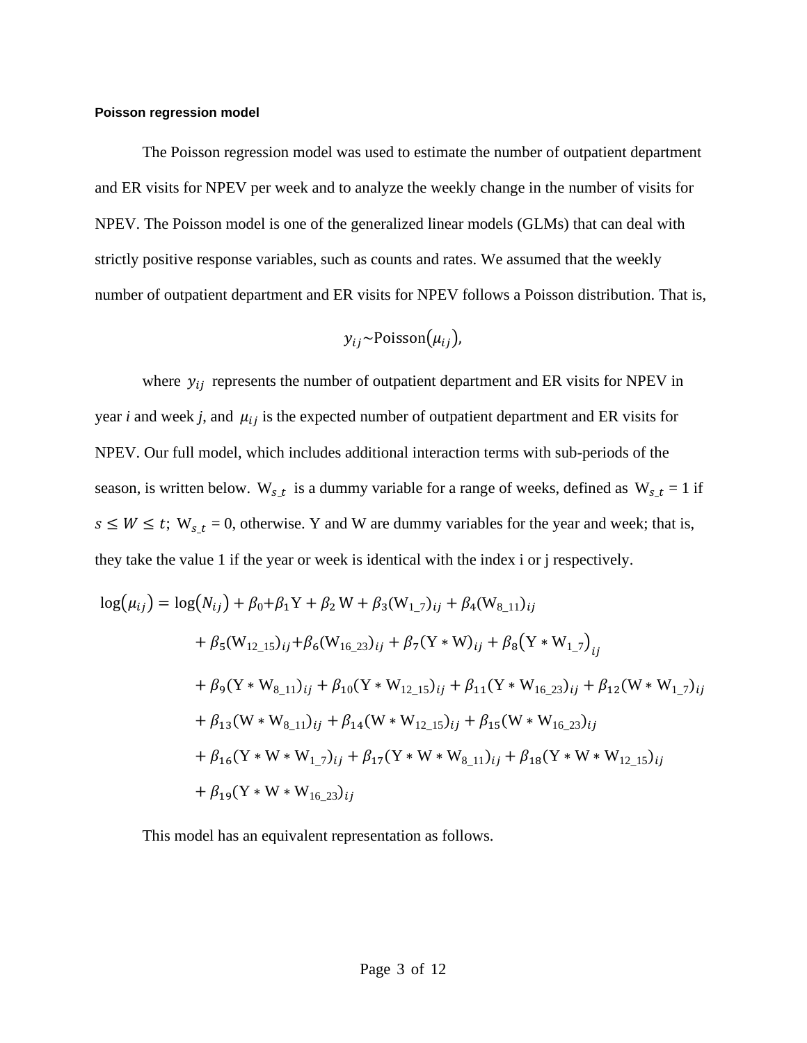#### Poisson regression model

The Poisson regression model was used to estimate the number of outpatient department and ER visits for NPEV per week and to analyze the weekly change in the number of visits for NPEV. The Poisson model is one of the generalized linear models (GLMs) that can deal with strictly positive response variables, such as counts and rates. We assumed that the weekly number of outpatient department and ER visits for NPEV follows a Poisson distribution. That is,

$$y_{ij} \sim \text{Poisson}(\mu_{ij}),$$

where $y_{ij}$ represents the number of outpatient department and ER visits for NPEV in year *i* and week *j*, and $\mu_{ij}$ is the expected number of outpatient department and ER visits for NPEV. Our full model, which includes additional interaction terms with sub-periods of the season, is written below. $\mathrm{W}_{s\_t}$ is a dummy variable for a range of weeks, defined as $\mathrm{W}_{s\_t} = 1$ if $s \leq W \leq t$; $\mathrm{W}_{s\_t} = 0$, otherwise. Y and W are dummy variables for the year and week; that is, they take the value 1 if the year or week is identical with the index i or j respectively.

$$
\begin{aligned}
\log(\mu_{ij}) = \log(N_{ij}) &+ \beta_0 + \beta_1 \mathrm{Y} + \beta_2 \mathrm{W} + \beta_3 (\mathrm{W}_{1\_7})_{ij} + \beta_4 (\mathrm{W}_{8\_11})_{ij} \\
&+ \beta_5 (\mathrm{W}_{12\_15})_{ij} + \beta_6 (\mathrm{W}_{16\_23})_{ij} + \beta_7 (\mathrm{Y} * \mathrm{W})_{ij} + \beta_8 (\mathrm{Y} * \mathrm{W}_{1\_7})_{ij} \\
&+ \beta_9 (\mathrm{Y} * \mathrm{W}_{8\_11})_{ij} + \beta_{10} (\mathrm{Y} * \mathrm{W}_{12\_15})_{ij} + \beta_{11} (\mathrm{Y} * \mathrm{W}_{16\_23})_{ij} + \beta_{12} (\mathrm{W} * \mathrm{W}_{1\_7})_{ij} \\
&+ \beta_{13} (\mathrm{W} * \mathrm{W}_{8\_11})_{ij} + \beta_{14} (\mathrm{W} * \mathrm{W}_{12\_15})_{ij} + \beta_{15} (\mathrm{W} * \mathrm{W}_{16\_23})_{ij} \\
&+ \beta_{16} (\mathrm{Y} * \mathrm{W} * \mathrm{W}_{1\_7})_{ij} + \beta_{17} (\mathrm{Y} * \mathrm{W} * \mathrm{W}_{8\_11})_{ij} + \beta_{18} (\mathrm{Y} * \mathrm{W} * \mathrm{W}_{12\_15})_{ij} \\
&+ \beta_{19} (\mathrm{Y} * \mathrm{W} * \mathrm{W}_{16\_23})_{ij}
\end{aligned}
$$

This model has an equivalent representation as follows.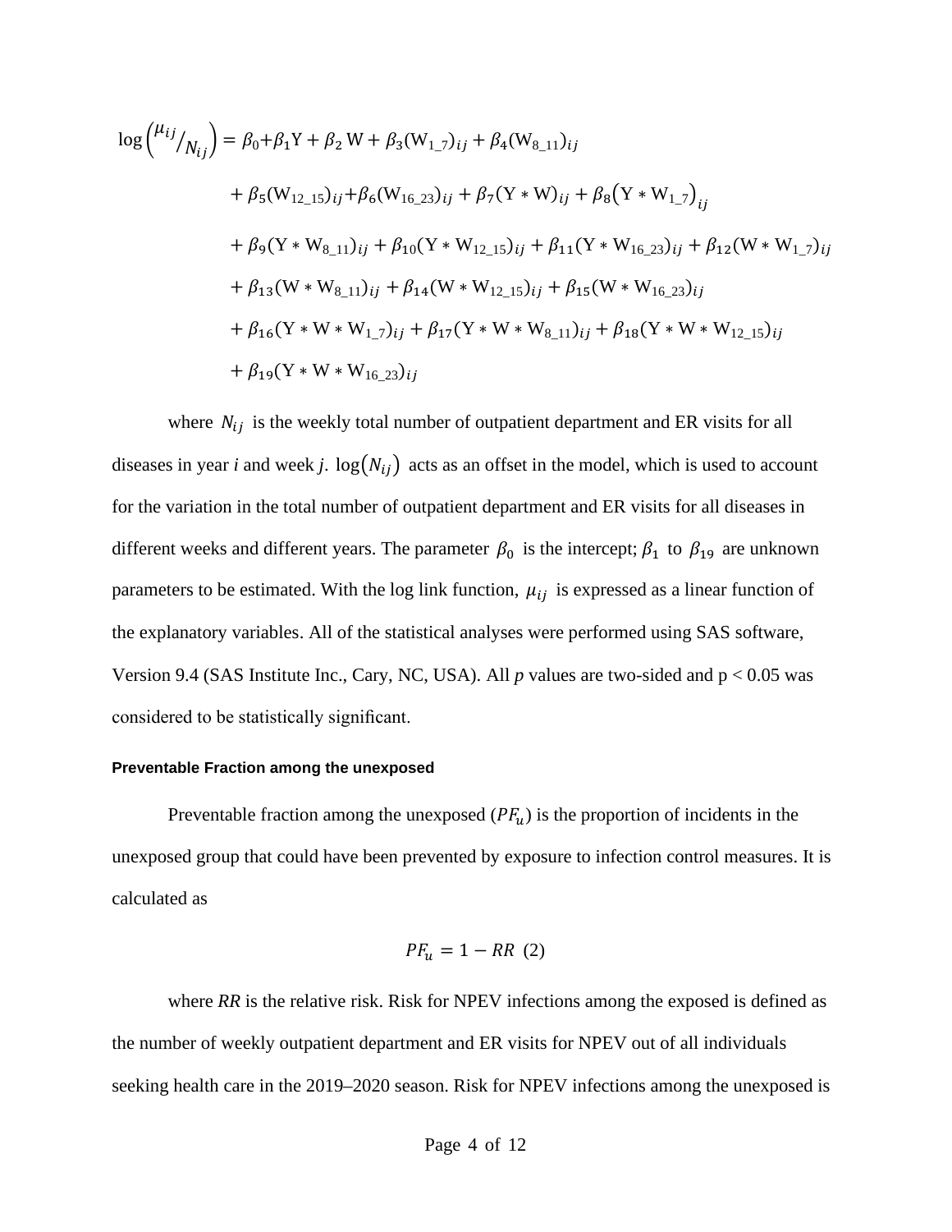$$
\begin{aligned}
\log\left(\mu_{ij}/N_{ij}\right) = {} & \beta_0 + \beta_1 \mathrm{Y} + \beta_2 \mathrm{W} + \beta_3 (\mathrm{W}_{1\_7})_{ij} + \beta_4 (\mathrm{W}_{8\_11})_{ij} \\
& + \beta_5 (\mathrm{W}_{12\_15})_{ij} + \beta_6 (\mathrm{W}_{16\_23})_{ij} + \beta_7 (\mathrm{Y} * \mathrm{W})_{ij} + \beta_8 \left(\mathrm{Y} * \mathrm{W}_{1\_7}\right)_{ij} \\
& + \beta_9 (\mathrm{Y} * \mathrm{W}_{8\_11})_{ij} + \beta_{10} (\mathrm{Y} * \mathrm{W}_{12\_15})_{ij} + \beta_{11} (\mathrm{Y} * \mathrm{W}_{16\_23})_{ij} + \beta_{12} (\mathrm{W} * \mathrm{W}_{1\_7})_{ij} \\
& + \beta_{13} (\mathrm{W} * \mathrm{W}_{8\_11})_{ij} + \beta_{14} (\mathrm{W} * \mathrm{W}_{12\_15})_{ij} + \beta_{15} (\mathrm{W} * \mathrm{W}_{16\_23})_{ij} \\
& + \beta_{16} (\mathrm{Y} * \mathrm{W} * \mathrm{W}_{1\_7})_{ij} + \beta_{17} (\mathrm{Y} * \mathrm{W} * \mathrm{W}_{8\_11})_{ij} + \beta_{18} (\mathrm{Y} * \mathrm{W} * \mathrm{W}_{12\_15})_{ij} \\
& + \beta_{19} (\mathrm{Y} * \mathrm{W} * \mathrm{W}_{16\_23})_{ij}
\end{aligned}
$$

where $N_{ij}$ is the weekly total number of outpatient department and ER visits for all diseases in year *i* and week *j*. $\log(N_{ij})$ acts as an offset in the model, which is used to account for the variation in the total number of outpatient department and ER visits for all diseases in different weeks and different years. The parameter $\beta_0$ is the intercept; $\beta_1$ to $\beta_{19}$ are unknown parameters to be estimated. With the log link function, $\mu_{ij}$ is expressed as a linear function of the explanatory variables. All of the statistical analyses were performed using SAS software, Version 9.4 (SAS Institute Inc., Cary, NC, USA). All *p* values are two-sided and $p < 0.05$ was considered to be statistically significant.

#### Preventable Fraction among the unexposed

Preventable fraction among the unexposed ($PF_u$) is the proportion of incidents in the unexposed group that could have been prevented by exposure to infection control measures. It is calculated as

$$PF_u = 1 - RR \quad (2)$$

where *RR* is the relative risk. Risk for NPEV infections among the exposed is defined as the number of weekly outpatient department and ER visits for NPEV out of all individuals seeking health care in the 2019–2020 season. Risk for NPEV infections among the unexposed is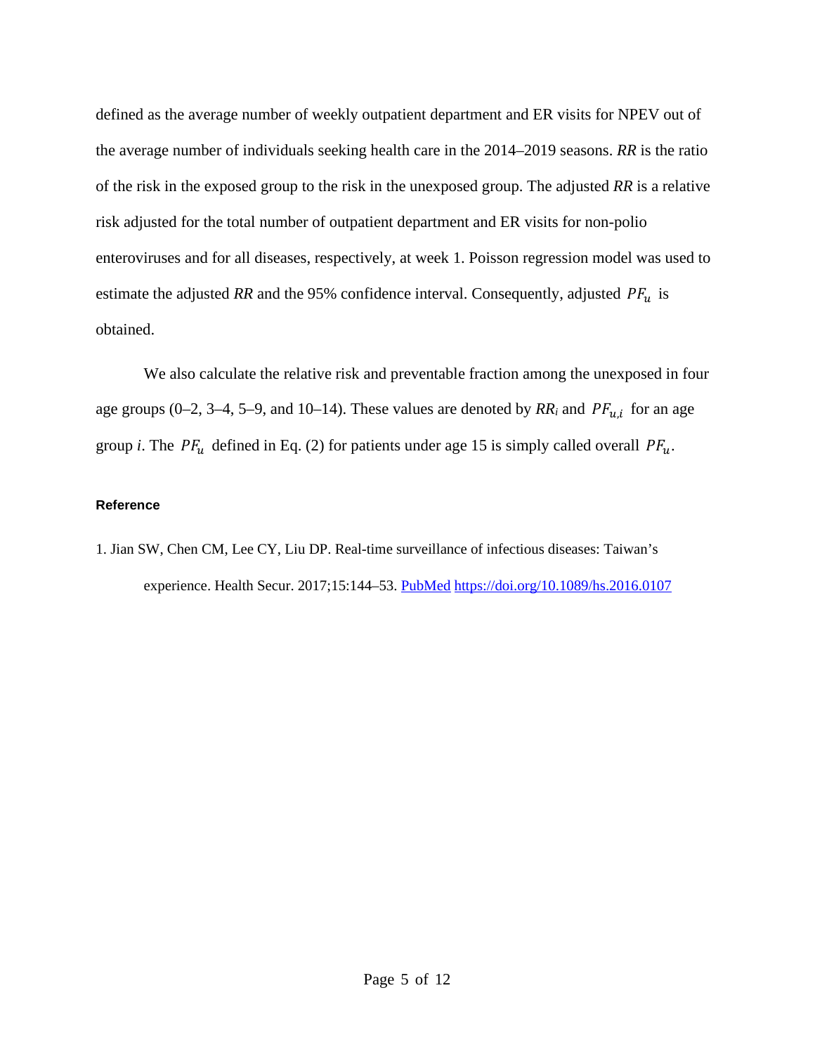defined as the average number of weekly outpatient department and ER visits for NPEV out of the average number of individuals seeking health care in the 2014–2019 seasons. *RR* is the ratio of the risk in the exposed group to the risk in the unexposed group. The adjusted *RR* is a relative risk adjusted for the total number of outpatient department and ER visits for non-polio enteroviruses and for all diseases, respectively, at week 1. Poisson regression model was used to estimate the adjusted *RR* and the 95% confidence interval. Consequently, adjusted $PF_u$ is obtained.

We also calculate the relative risk and preventable fraction among the unexposed in four age groups (0–2, 3–4, 5–9, and 10–14). These values are denoted by $RR_i$ and $PF_{u,i}$ for an age group *i*. The $PF_u$ defined in Eq. (2) for patients under age 15 is simply called overall $PF_u$.

#### Reference

1. Jian SW, Chen CM, Lee CY, Liu DP. Real-time surveillance of infectious diseases: Taiwan's experience. Health Secur. 2017;15:144–53. PubMed https://doi.org/10.1089/hs.2016.0107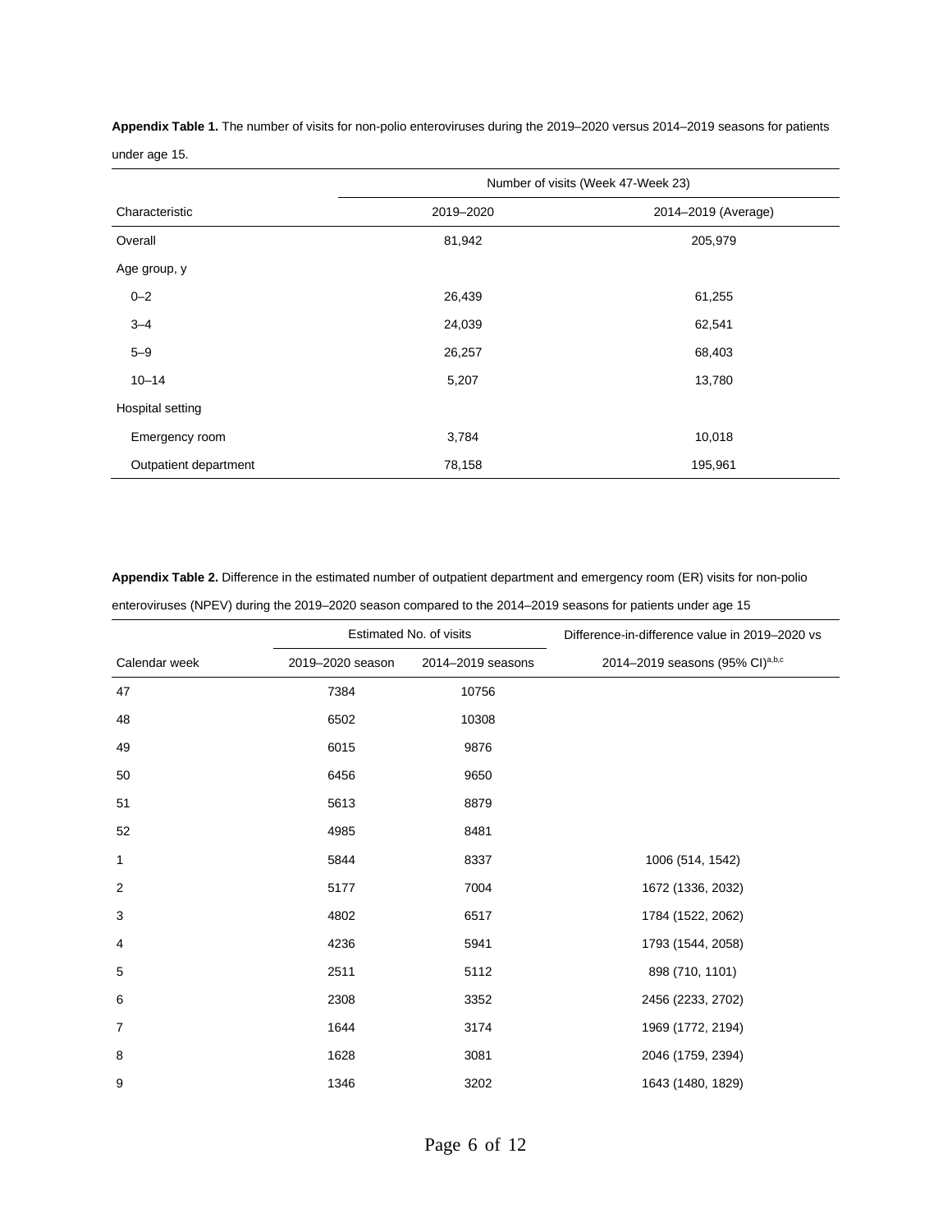**Appendix Table 1.** The number of visits for non-polio enteroviruses during the 2019–2020 versus 2014–2019 seasons for patients under age 15.

| | Number of visits (Week 47-Week 23) | |
|---|---|---|
| Characteristic | 2019–2020 | 2014–2019 (Average) |
| Overall | 81,942 | 205,979 |
| Age group, y | | |
| 0–2 | 26,439 | 61,255 |
| 3–4 | 24,039 | 62,541 |
| 5–9 | 26,257 | 68,403 |
| 10–14 | 5,207 | 13,780 |
| Hospital setting | | |
| Emergency room | 3,784 | 10,018 |
| Outpatient department | 78,158 | 195,961 |

**Appendix Table 2.** Difference in the estimated number of outpatient department and emergency room (ER) visits for non-polio enteroviruses (NPEV) during the 2019–2020 season compared to the 2014–2019 seasons for patients under age 15

| | Estimated No. of visits | | Difference-in-difference value in 2019–2020 vs |
|---|---|---|---|
| Calendar week | 2019–2020 season | 2014–2019 seasons | 2014–2019 seasons (95% CI)[a,b,c] |
| 47 | 7384 | 10756 | |
| 48 | 6502 | 10308 | |
| 49 | 6015 | 9876 | |
| 50 | 6456 | 9650 | |
| 51 | 5613 | 8879 | |
| 52 | 4985 | 8481 | |
| 1 | 5844 | 8337 | 1006 (514, 1542) |
| 2 | 5177 | 7004 | 1672 (1336, 2032) |
| 3 | 4802 | 6517 | 1784 (1522, 2062) |
| 4 | 4236 | 5941 | 1793 (1544, 2058) |
| 5 | 2511 | 5112 | 898 (710, 1101) |
| 6 | 2308 | 3352 | 2456 (2233, 2702) |
| 7 | 1644 | 3174 | 1969 (1772, 2194) |
| 8 | 1628 | 3081 | 2046 (1759, 2394) |
| 9 | 1346 | 3202 | 1643 (1480, 1829) |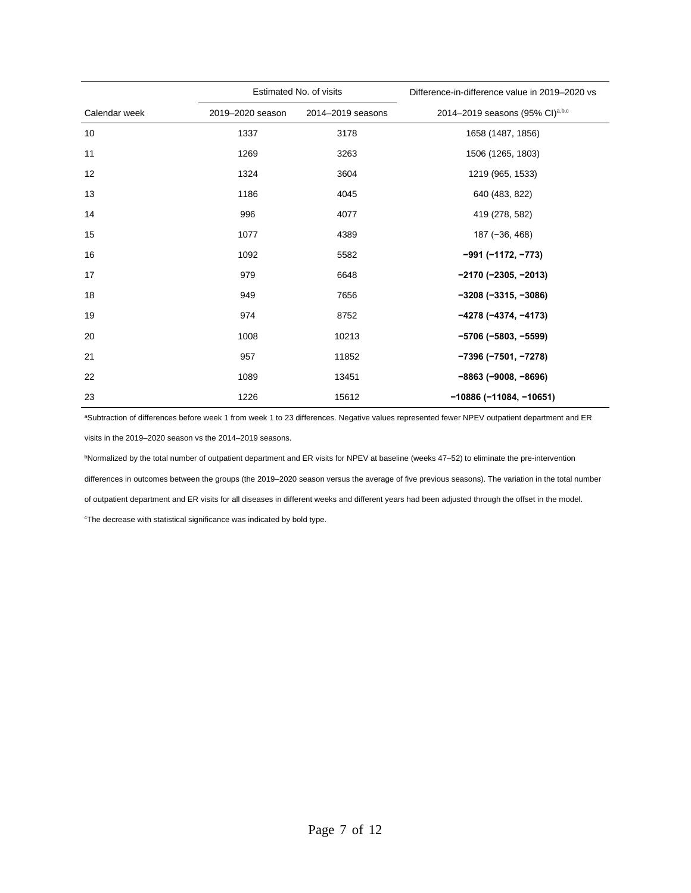| Calendar week | Estimated No. of visits | | Difference-in-difference value in 2019–2020 vs 2014–2019 seasons (95% CI)[a,b,c] |
|---|---|---|---|
| | 2019–2020 season | 2014–2019 seasons | |
| 10 | 1337 | 3178 | 1658 (1487, 1856) |
| 11 | 1269 | 3263 | 1506 (1265, 1803) |
| 12 | 1324 | 3604 | 1219 (965, 1533) |
| 13 | 1186 | 4045 | 640 (483, 822) |
| 14 | 996 | 4077 | 419 (278, 582) |
| 15 | 1077 | 4389 | 187 (−36, 468) |
| 16 | 1092 | 5582 | **−991 (−1172, −773)** |
| 17 | 979 | 6648 | **−2170 (−2305, −2013)** |
| 18 | 949 | 7656 | **−3208 (−3315, −3086)** |
| 19 | 974 | 8752 | **−4278 (−4374, −4173)** |
| 20 | 1008 | 10213 | **−5706 (−5803, −5599)** |
| 21 | 957 | 11852 | **−7396 (−7501, −7278)** |
| 22 | 1089 | 13451 | **−8863 (−9008, −8696)** |
| 23 | 1226 | 15612 | **−10886 (−11084, −10651)** |

[a]Subtraction of differences before week 1 from week 1 to 23 differences. Negative values represented fewer NPEV outpatient department and ER visits in the 2019–2020 season vs the 2014–2019 seasons.

[b]Normalized by the total number of outpatient department and ER visits for NPEV at baseline (weeks 47–52) to eliminate the pre-intervention differences in outcomes between the groups (the 2019–2020 season versus the average of five previous seasons). The variation in the total number of outpatient department and ER visits for all diseases in different weeks and different years had been adjusted through the offset in the model.

[c]The decrease with statistical significance was indicated by bold type.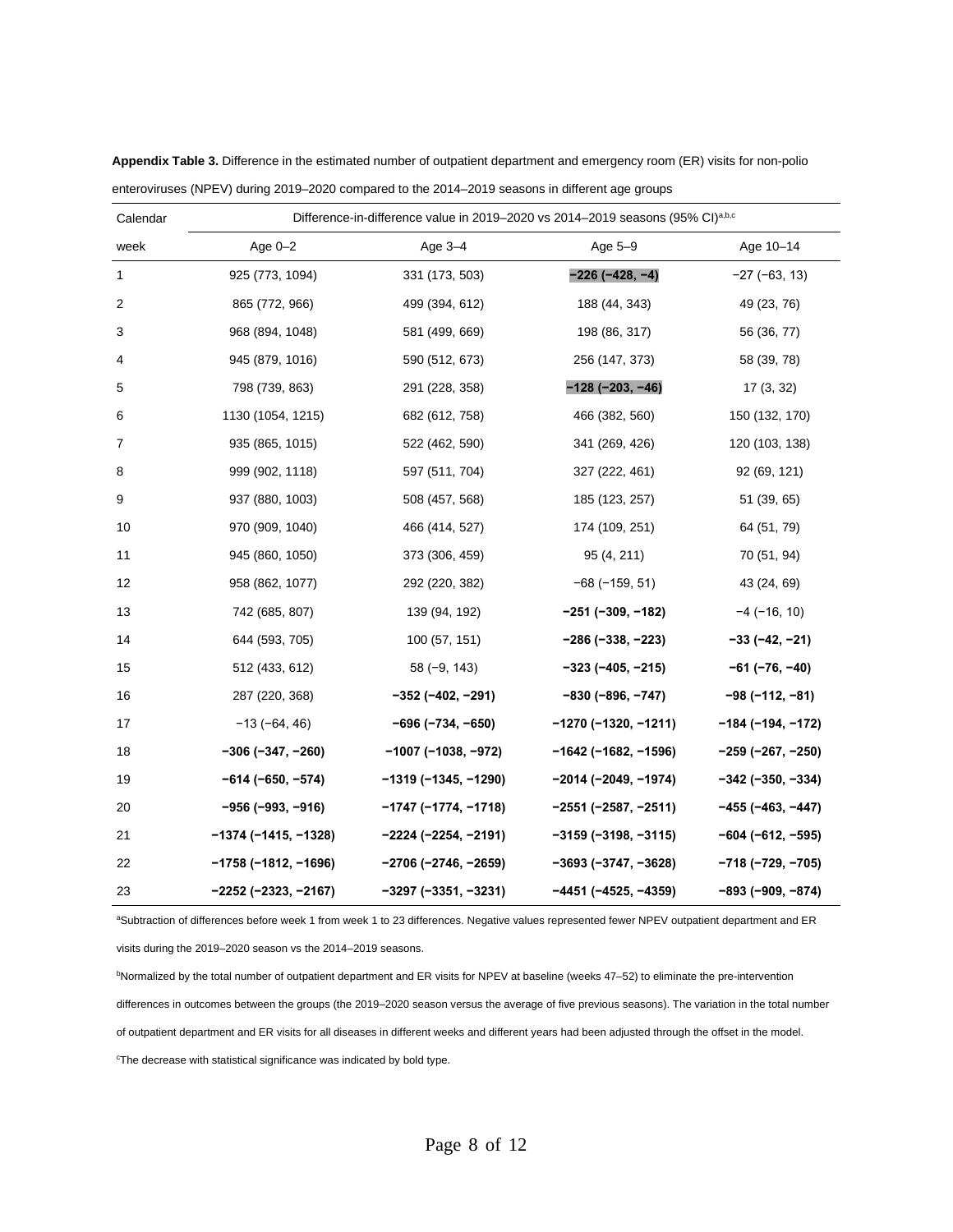**Appendix Table 3.** Difference in the estimated number of outpatient department and emergency room (ER) visits for non-polio enteroviruses (NPEV) during 2019–2020 compared to the 2014–2019 seasons in different age groups

| Calendar | Difference-in-difference value in 2019–2020 vs 2014–2019 seasons (95% CI)[a,b,c] | | | |
|---|---|---|---|---|
| week | Age 0–2 | Age 3–4 | Age 5–9 | Age 10–14 |
| 1 | 925 (773, 1094) | 331 (173, 503) | **−226 (−428, −4)** | −27 (−63, 13) |
| 2 | 865 (772, 966) | 499 (394, 612) | 188 (44, 343) | 49 (23, 76) |
| 3 | 968 (894, 1048) | 581 (499, 669) | 198 (86, 317) | 56 (36, 77) |
| 4 | 945 (879, 1016) | 590 (512, 673) | 256 (147, 373) | 58 (39, 78) |
| 5 | 798 (739, 863) | 291 (228, 358) | **−128 (−203, −46)** | 17 (3, 32) |
| 6 | 1130 (1054, 1215) | 682 (612, 758) | 466 (382, 560) | 150 (132, 170) |
| 7 | 935 (865, 1015) | 522 (462, 590) | 341 (269, 426) | 120 (103, 138) |
| 8 | 999 (902, 1118) | 597 (511, 704) | 327 (222, 461) | 92 (69, 121) |
| 9 | 937 (880, 1003) | 508 (457, 568) | 185 (123, 257) | 51 (39, 65) |
| 10 | 970 (909, 1040) | 466 (414, 527) | 174 (109, 251) | 64 (51, 79) |
| 11 | 945 (860, 1050) | 373 (306, 459) | 95 (4, 211) | 70 (51, 94) |
| 12 | 958 (862, 1077) | 292 (220, 382) | −68 (−159, 51) | 43 (24, 69) |
| 13 | 742 (685, 807) | 139 (94, 192) | **−251 (−309, −182)** | −4 (−16, 10) |
| 14 | 644 (593, 705) | 100 (57, 151) | **−286 (−338, −223)** | **−33 (−42, −21)** |
| 15 | 512 (433, 612) | 58 (−9, 143) | **−323 (−405, −215)** | **−61 (−76, −40)** |
| 16 | 287 (220, 368) | **−352 (−402, −291)** | **−830 (−896, −747)** | **−98 (−112, −81)** |
| 17 | −13 (−64, 46) | **−696 (−734, −650)** | **−1270 (−1320, −1211)** | **−184 (−194, −172)** |
| 18 | **−306 (−347, −260)** | **−1007 (−1038, −972)** | **−1642 (−1682, −1596)** | **−259 (−267, −250)** |
| 19 | **−614 (−650, −574)** | **−1319 (−1345, −1290)** | **−2014 (−2049, −1974)** | **−342 (−350, −334)** |
| 20 | **−956 (−993, −916)** | **−1747 (−1774, −1718)** | **−2551 (−2587, −2511)** | **−455 (−463, −447)** |
| 21 | **−1374 (−1415, −1328)** | **−2224 (−2254, −2191)** | **−3159 (−3198, −3115)** | **−604 (−612, −595)** |
| 22 | **−1758 (−1812, −1696)** | **−2706 (−2746, −2659)** | **−3693 (−3747, −3628)** | **−718 (−729, −705)** |
| 23 | **−2252 (−2323, −2167)** | **−3297 (−3351, −3231)** | **−4451 (−4525, −4359)** | **−893 (−909, −874)** |

[a]Subtraction of differences before week 1 from week 1 to 23 differences. Negative values represented fewer NPEV outpatient department and ER visits during the 2019–2020 season vs the 2014–2019 seasons.

[b]Normalized by the total number of outpatient department and ER visits for NPEV at baseline (weeks 47–52) to eliminate the pre-intervention differences in outcomes between the groups (the 2019–2020 season versus the average of five previous seasons). The variation in the total number of outpatient department and ER visits for all diseases in different weeks and different years had been adjusted through the offset in the model.

[c]The decrease with statistical significance was indicated by bold type.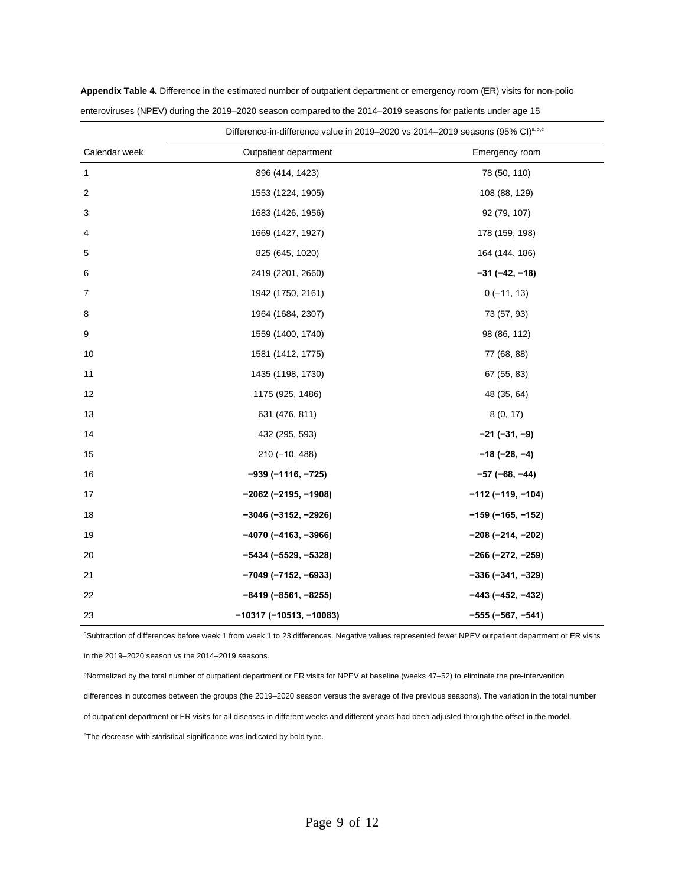**Appendix Table 4.** Difference in the estimated number of outpatient department or emergency room (ER) visits for non-polio enteroviruses (NPEV) during the 2019–2020 season compared to the 2014–2019 seasons for patients under age 15

| | Difference-in-difference value in 2019–2020 vs 2014–2019 seasons (95% CI)[a,b,c] | |
|---|---|---|
| Calendar week | Outpatient department | Emergency room |
| 1 | 896 (414, 1423) | 78 (50, 110) |
| 2 | 1553 (1224, 1905) | 108 (88, 129) |
| 3 | 1683 (1426, 1956) | 92 (79, 107) |
| 4 | 1669 (1427, 1927) | 178 (159, 198) |
| 5 | 825 (645, 1020) | 164 (144, 186) |
| 6 | 2419 (2201, 2660) | **−31 (−42, −18)** |
| 7 | 1942 (1750, 2161) | 0 (−11, 13) |
| 8 | 1964 (1684, 2307) | 73 (57, 93) |
| 9 | 1559 (1400, 1740) | 98 (86, 112) |
| 10 | 1581 (1412, 1775) | 77 (68, 88) |
| 11 | 1435 (1198, 1730) | 67 (55, 83) |
| 12 | 1175 (925, 1486) | 48 (35, 64) |
| 13 | 631 (476, 811) | 8 (0, 17) |
| 14 | 432 (295, 593) | **−21 (−31, −9)** |
| 15 | 210 (−10, 488) | **−18 (−28, −4)** |
| 16 | **−939 (−1116, −725)** | **−57 (−68, −44)** |
| 17 | **−2062 (−2195, −1908)** | **−112 (−119, −104)** |
| 18 | **−3046 (−3152, −2926)** | **−159 (−165, −152)** |
| 19 | **−4070 (−4163, −3966)** | **−208 (−214, −202)** |
| 20 | **−5434 (−5529, −5328)** | **−266 (−272, −259)** |
| 21 | **−7049 (−7152, −6933)** | **−336 (−341, −329)** |
| 22 | **−8419 (−8561, −8255)** | **−443 (−452, −432)** |
| 23 | **−10317 (−10513, −10083)** | **−555 (−567, −541)** |

[a]Subtraction of differences before week 1 from week 1 to 23 differences. Negative values represented fewer NPEV outpatient department or ER visits in the 2019–2020 season vs the 2014–2019 seasons.

[b]Normalized by the total number of outpatient department or ER visits for NPEV at baseline (weeks 47–52) to eliminate the pre-intervention differences in outcomes between the groups (the 2019–2020 season versus the average of five previous seasons). The variation in the total number of outpatient department or ER visits for all diseases in different weeks and different years had been adjusted through the offset in the model.

[c]The decrease with statistical significance was indicated by bold type.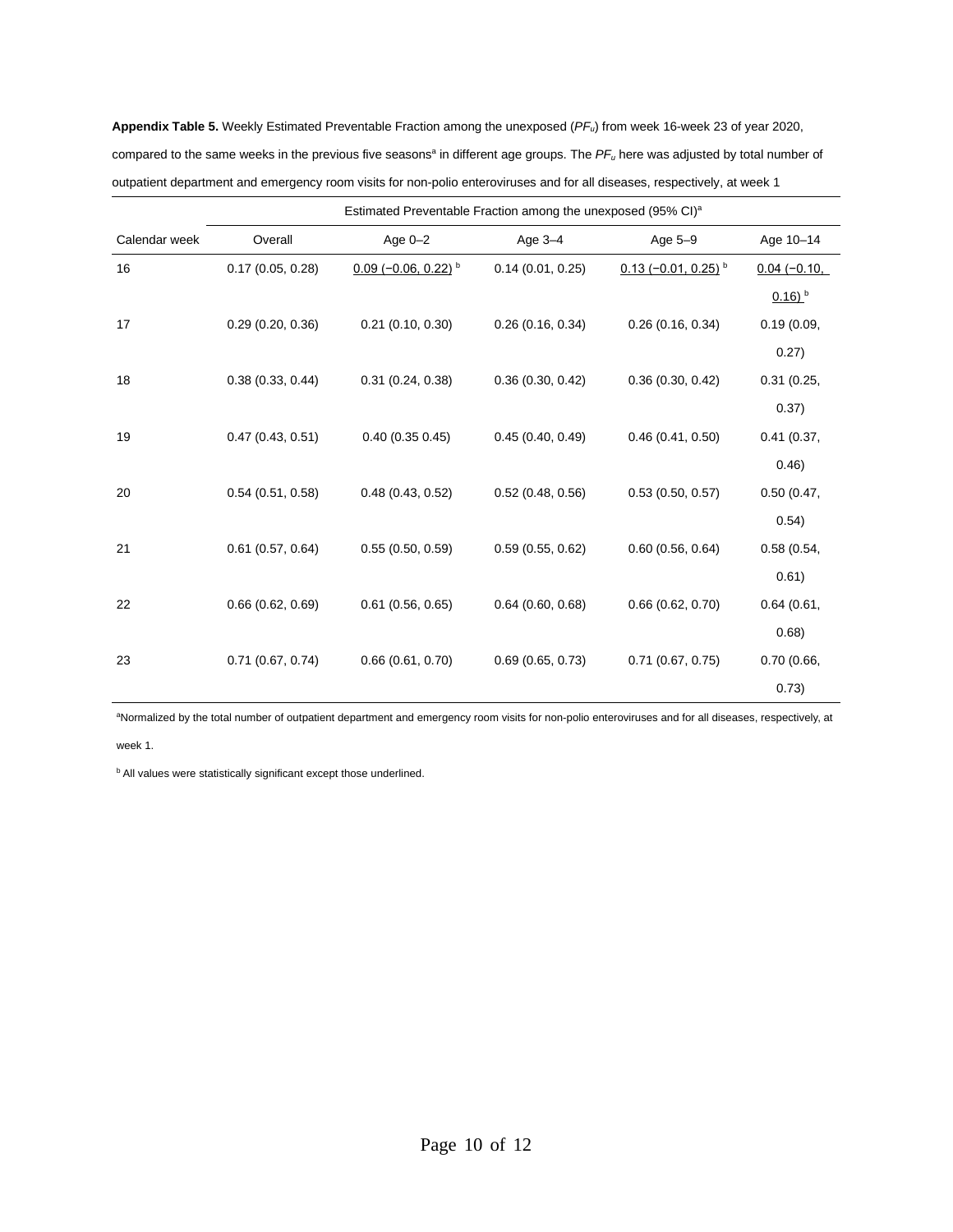**Appendix Table 5.** Weekly Estimated Preventable Fraction among the unexposed ($PF_u$) from week 16-week 23 of year 2020, compared to the same weeks in the previous five seasons[a] in different age groups. The $PF_u$ here was adjusted by total number of outpatient department and emergency room visits for non-polio enteroviruses and for all diseases, respectively, at week 1

| | Estimated Preventable Fraction among the unexposed (95% CI)[a] | | | | |
|---|---|---|---|---|---|
| Calendar week | Overall | Age 0–2 | Age 3–4 | Age 5–9 | Age 10–14 |
| 16 | 0.17 (0.05, 0.28) | <u>0.09 (−0.06, 0.22)</u> [b] | 0.14 (0.01, 0.25) | <u>0.13 (−0.01, 0.25)</u> [b] | <u>0.04 (−0.10, 0.16)</u> [b] |
| 17 | 0.29 (0.20, 0.36) | 0.21 (0.10, 0.30) | 0.26 (0.16, 0.34) | 0.26 (0.16, 0.34) | 0.19 (0.09, 0.27) |
| 18 | 0.38 (0.33, 0.44) | 0.31 (0.24, 0.38) | 0.36 (0.30, 0.42) | 0.36 (0.30, 0.42) | 0.31 (0.25, 0.37) |
| 19 | 0.47 (0.43, 0.51) | 0.40 (0.35 0.45) | 0.45 (0.40, 0.49) | 0.46 (0.41, 0.50) | 0.41 (0.37, 0.46) |
| 20 | 0.54 (0.51, 0.58) | 0.48 (0.43, 0.52) | 0.52 (0.48, 0.56) | 0.53 (0.50, 0.57) | 0.50 (0.47, 0.54) |
| 21 | 0.61 (0.57, 0.64) | 0.55 (0.50, 0.59) | 0.59 (0.55, 0.62) | 0.60 (0.56, 0.64) | 0.58 (0.54, 0.61) |
| 22 | 0.66 (0.62, 0.69) | 0.61 (0.56, 0.65) | 0.64 (0.60, 0.68) | 0.66 (0.62, 0.70) | 0.64 (0.61, 0.68) |
| 23 | 0.71 (0.67, 0.74) | 0.66 (0.61, 0.70) | 0.69 (0.65, 0.73) | 0.71 (0.67, 0.75) | 0.70 (0.66, 0.73) |

[a]Normalized by the total number of outpatient department and emergency room visits for non-polio enteroviruses and for all diseases, respectively, at week 1.

[b] All values were statistically significant except those underlined.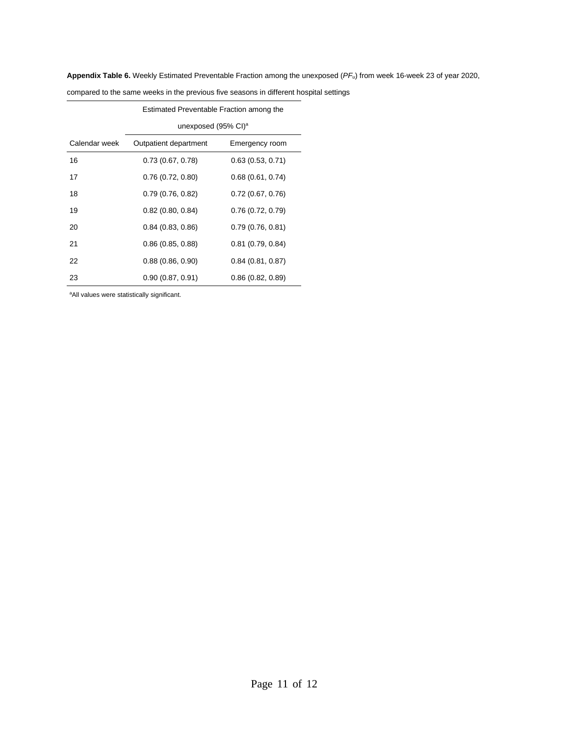**Appendix Table 6.** Weekly Estimated Preventable Fraction among the unexposed ($PF_u$) from week 16-week 23 of year 2020, compared to the same weeks in the previous five seasons in different hospital settings

| | Estimated Preventable Fraction among the unexposed (95% CI)[a] | |
|---|---|---|
| Calendar week | Outpatient department | Emergency room |
| 16 | 0.73 (0.67, 0.78) | 0.63 (0.53, 0.71) |
| 17 | 0.76 (0.72, 0.80) | 0.68 (0.61, 0.74) |
| 18 | 0.79 (0.76, 0.82) | 0.72 (0.67, 0.76) |
| 19 | 0.82 (0.80, 0.84) | 0.76 (0.72, 0.79) |
| 20 | 0.84 (0.83, 0.86) | 0.79 (0.76, 0.81) |
| 21 | 0.86 (0.85, 0.88) | 0.81 (0.79, 0.84) |
| 22 | 0.88 (0.86, 0.90) | 0.84 (0.81, 0.87) |
| 23 | 0.90 (0.87, 0.91) | 0.86 (0.82, 0.89) |

[a]All values were statistically significant.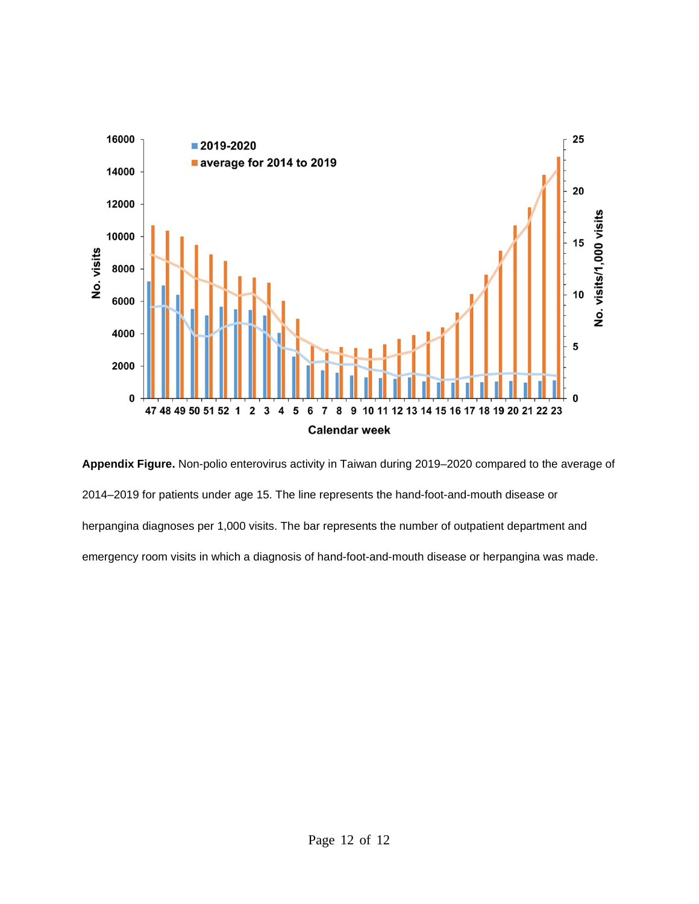16000
14000
12000
10000
8000
6000
4000
2000
0

No. visits

2019-2020
average for 2014 to 2019

25
20
15
10
5
0

No. visits/1,000 visits

47 48 49 50 51 52 1 2 3 4 5 6 7 8 9 10 11 12 13 14 15 16 17 18 19 20 21 22 23

Calendar week

**Appendix Figure.** Non-polio enterovirus activity in Taiwan during 2019–2020 compared to the average of 2014–2019 for patients under age 15. The line represents the hand-foot-and-mouth disease or herpangina diagnoses per 1,000 visits. The bar represents the number of outpatient department and emergency room visits in which a diagnosis of hand-foot-and-mouth disease or herpangina was made.